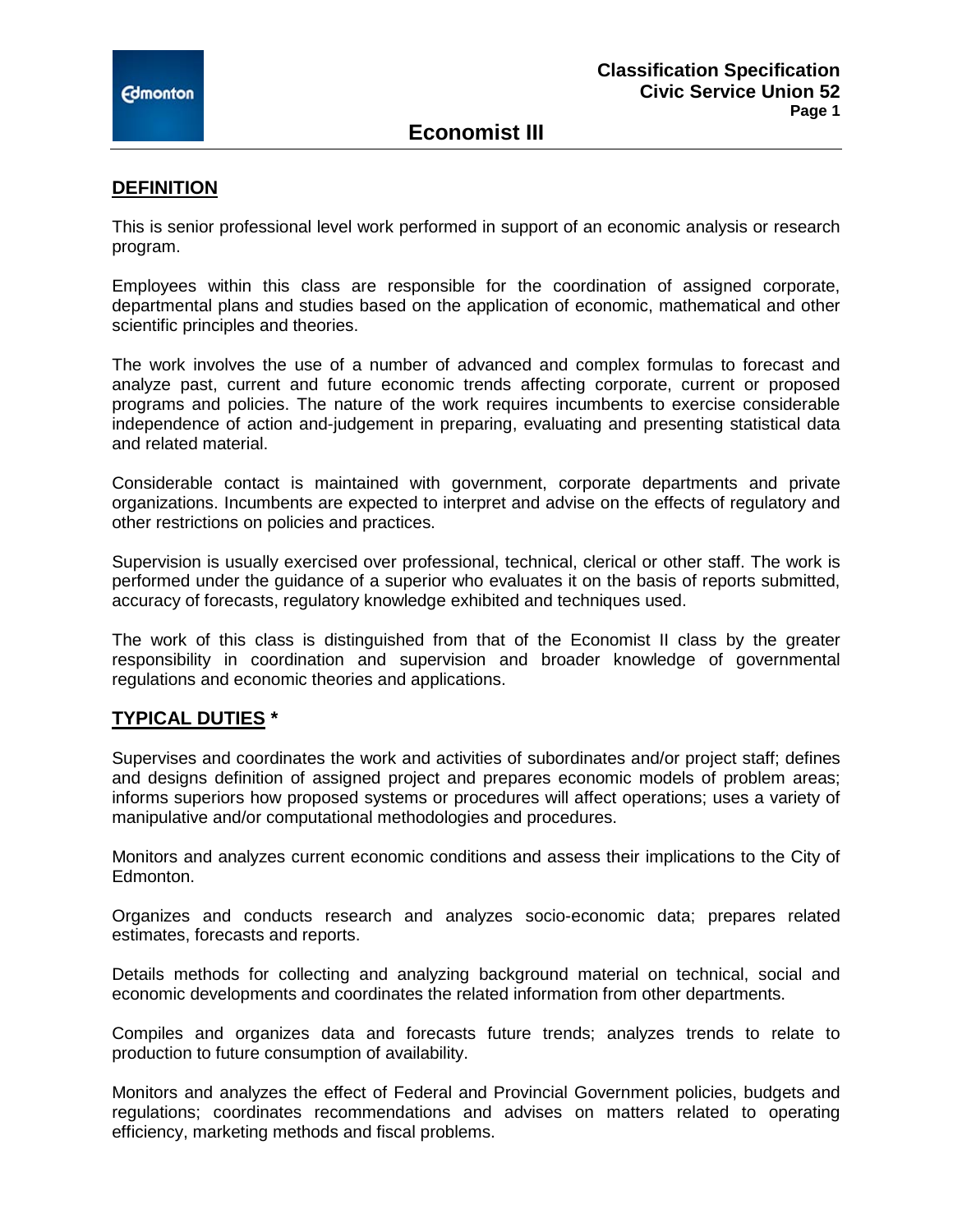# Economist III

**Classification Specification**
**Civic Service Union 52**

## DEFINITION

This is senior professional level work performed in support of an economic analysis or research program.

Employees within this class are responsible for the coordination of assigned corporate, departmental plans and studies based on the application of economic, mathematical and other scientific principles and theories.

The work involves the use of a number of advanced and complex formulas to forecast and analyze past, current and future economic trends affecting corporate, current or proposed programs and policies. The nature of the work requires incumbents to exercise considerable independence of action and-judgement in preparing, evaluating and presenting statistical data and related material.

Considerable contact is maintained with government, corporate departments and private organizations. Incumbents are expected to interpret and advise on the effects of regulatory and other restrictions on policies and practices.

Supervision is usually exercised over professional, technical, clerical or other staff. The work is performed under the guidance of a superior who evaluates it on the basis of reports submitted, accuracy of forecasts, regulatory knowledge exhibited and techniques used.

The work of this class is distinguished from that of the Economist II class by the greater responsibility in coordination and supervision and broader knowledge of governmental regulations and economic theories and applications.

## TYPICAL DUTIES *

Supervises and coordinates the work and activities of subordinates and/or project staff; defines and designs definition of assigned project and prepares economic models of problem areas; informs superiors how proposed systems or procedures will affect operations; uses a variety of manipulative and/or computational methodologies and procedures.

Monitors and analyzes current economic conditions and assess their implications to the City of Edmonton.

Organizes and conducts research and analyzes socio-economic data; prepares related estimates, forecasts and reports.

Details methods for collecting and analyzing background material on technical, social and economic developments and coordinates the related information from other departments.

Compiles and organizes data and forecasts future trends; analyzes trends to relate to production to future consumption of availability.

Monitors and analyzes the effect of Federal and Provincial Government policies, budgets and regulations; coordinates recommendations and advises on matters related to operating efficiency, marketing methods and fiscal problems.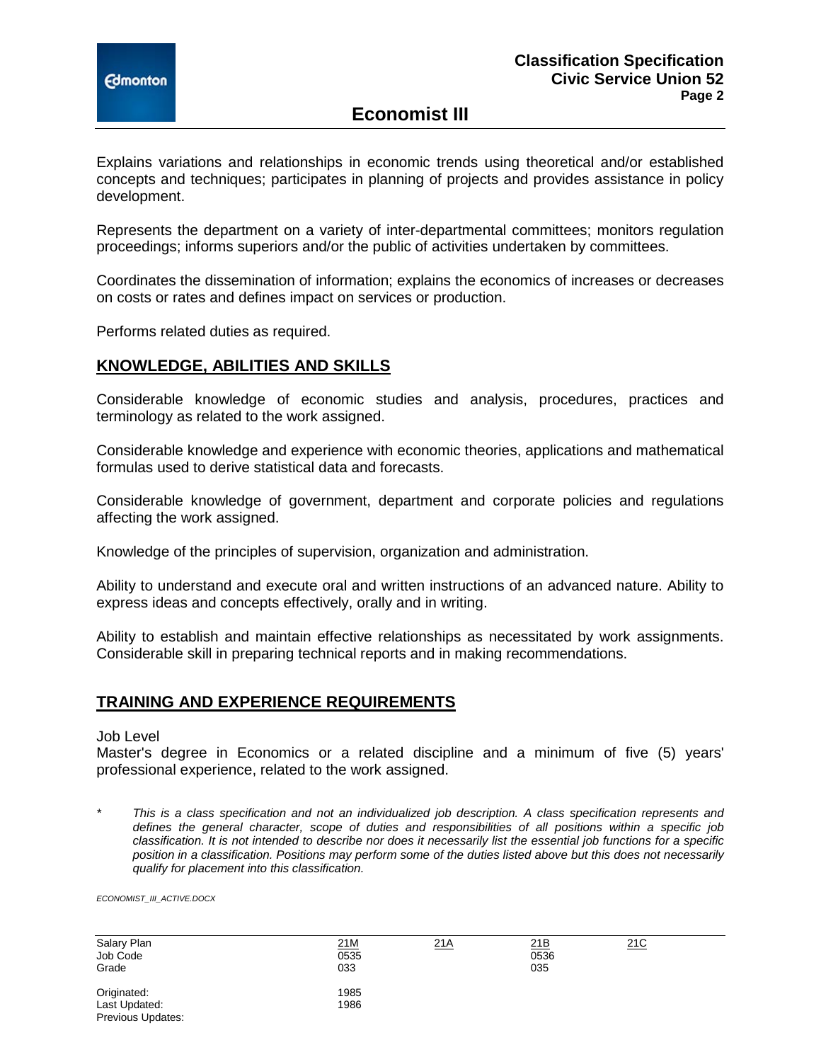Explains variations and relationships in economic trends using theoretical and/or established concepts and techniques; participates in planning of projects and provides assistance in policy development.

Represents the department on a variety of inter-departmental committees; monitors regulation proceedings; informs superiors and/or the public of activities undertaken by committees.

Coordinates the dissemination of information; explains the economics of increases or decreases on costs or rates and defines impact on services or production.

Performs related duties as required.

## KNOWLEDGE, ABILITIES AND SKILLS

Considerable knowledge of economic studies and analysis, procedures, practices and terminology as related to the work assigned.

Considerable knowledge and experience with economic theories, applications and mathematical formulas used to derive statistical data and forecasts.

Considerable knowledge of government, department and corporate policies and regulations affecting the work assigned.

Knowledge of the principles of supervision, organization and administration.

Ability to understand and execute oral and written instructions of an advanced nature. Ability to express ideas and concepts effectively, orally and in writing.

Ability to establish and maintain effective relationships as necessitated by work assignments. Considerable skill in preparing technical reports and in making recommendations.

## TRAINING AND EXPERIENCE REQUIREMENTS

Job Level
Master's degree in Economics or a related discipline and a minimum of five (5) years' professional experience, related to the work assigned.

\* *This is a class specification and not an individualized job description. A class specification represents and defines the general character, scope of duties and responsibilities of all positions within a specific job classification. It is not intended to describe nor does it necessarily list the essential job functions for a specific position in a classification. Positions may perform some of the duties listed above but this does not necessarily qualify for placement into this classification.*

*ECONOMIST_III_ACTIVE.DOCX*

| | | | | |
|---|---|---|---|---|
| Salary Plan | 21M | 21A | 21B | 21C |
| Job Code | 0535 | | 0536 | |
| Grade | 033 | | 035 | |
| Originated: | 1985 | | | |
| Last Updated: | 1986 | | | |
| Previous Updates: | | | | |